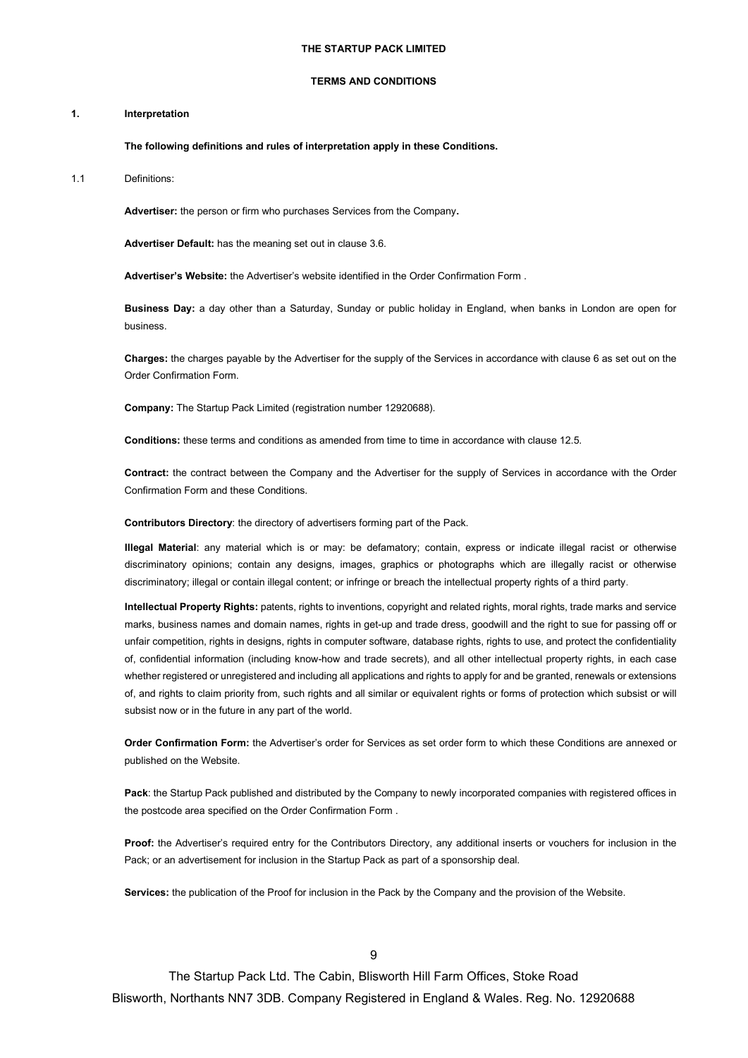**THE STARTUP PACK LIMITED**

**TERMS AND CONDITIONS**

## 1. Interpretation

**The following definitions and rules of interpretation apply in these Conditions.**

1.1 Definitions:

**Advertiser:** the person or firm who purchases Services from the Company**.**

**Advertiser Default:** has the meaning set out in clause 3.6.

**Advertiser's Website:** the Advertiser's website identified in the Order Confirmation Form .

**Business Day:** a day other than a Saturday, Sunday or public holiday in England, when banks in London are open for business.

**Charges:** the charges payable by the Advertiser for the supply of the Services in accordance with clause 6 as set out on the Order Confirmation Form.

**Company:** The Startup Pack Limited (registration number 12920688).

**Conditions:** these terms and conditions as amended from time to time in accordance with clause 12.5.

**Contract:** the contract between the Company and the Advertiser for the supply of Services in accordance with the Order Confirmation Form and these Conditions.

**Contributors Directory**: the directory of advertisers forming part of the Pack.

**Illegal Material**: any material which is or may: be defamatory; contain, express or indicate illegal racist or otherwise discriminatory opinions; contain any designs, images, graphics or photographs which are illegally racist or otherwise discriminatory; illegal or contain illegal content; or infringe or breach the intellectual property rights of a third party.

**Intellectual Property Rights:** patents, rights to inventions, copyright and related rights, moral rights, trade marks and service marks, business names and domain names, rights in get-up and trade dress, goodwill and the right to sue for passing off or unfair competition, rights in designs, rights in computer software, database rights, rights to use, and protect the confidentiality of, confidential information (including know-how and trade secrets), and all other intellectual property rights, in each case whether registered or unregistered and including all applications and rights to apply for and be granted, renewals or extensions of, and rights to claim priority from, such rights and all similar or equivalent rights or forms of protection which subsist or will subsist now or in the future in any part of the world.

**Order Confirmation Form:** the Advertiser's order for Services as set order form to which these Conditions are annexed or published on the Website.

**Pack**: the Startup Pack published and distributed by the Company to newly incorporated companies with registered offices in the postcode area specified on the Order Confirmation Form .

**Proof:** the Advertiser's required entry for the Contributors Directory, any additional inserts or vouchers for inclusion in the Pack; or an advertisement for inclusion in the Startup Pack as part of a sponsorship deal.

**Services:** the publication of the Proof for inclusion in the Pack by the Company and the provision of the Website.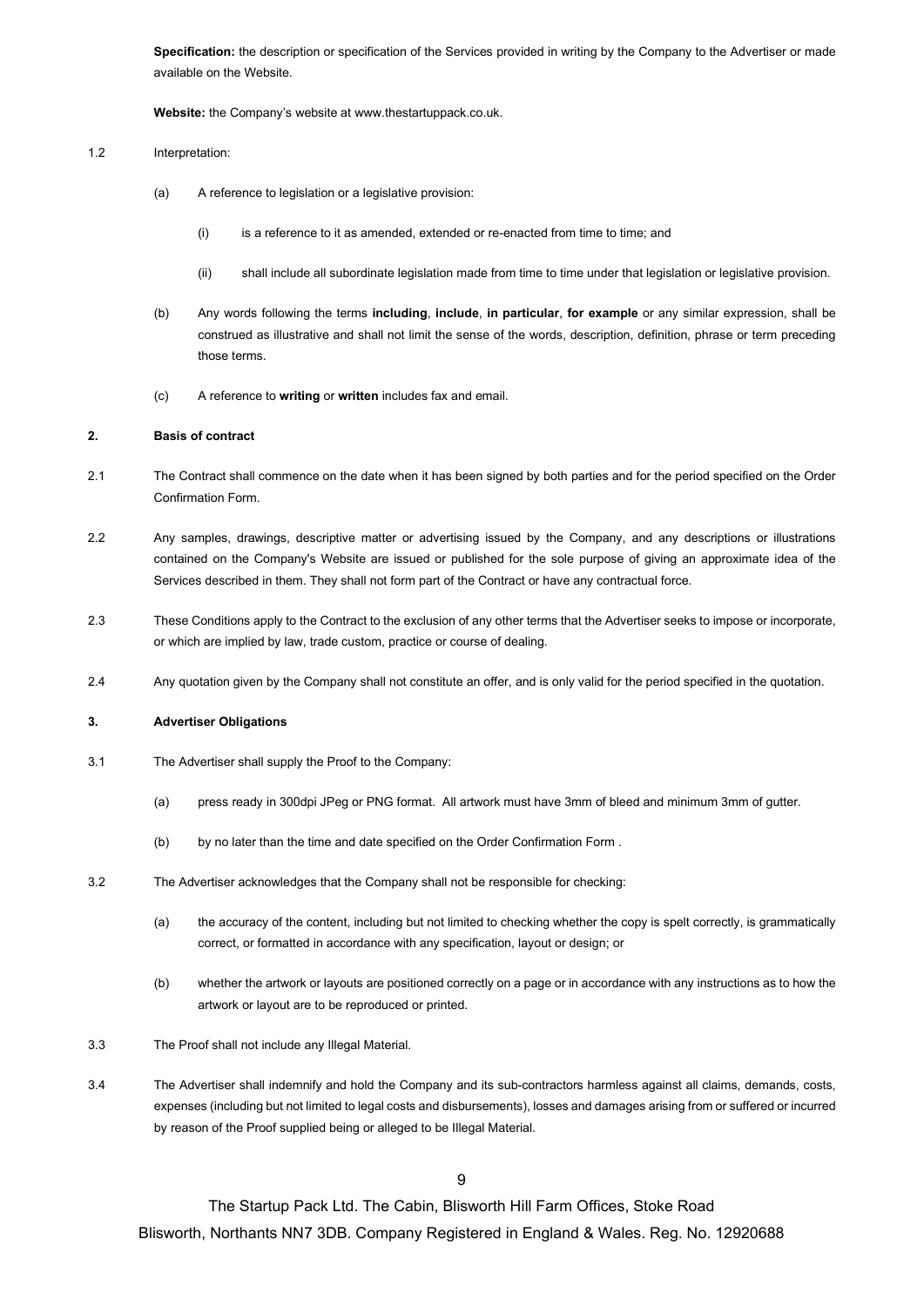**Specification:** the description or specification of the Services provided in writing by the Company to the Advertiser or made available on the Website.

**Website:** the Company's website at www.thestartuppack.co.uk.

1.2 Interpretation:

(a) A reference to legislation or a legislative provision:

(i) is a reference to it as amended, extended or re-enacted from time to time; and

(ii) shall include all subordinate legislation made from time to time under that legislation or legislative provision.

(b) Any words following the terms **including**, **include**, **in particular**, **for example** or any similar expression, shall be construed as illustrative and shall not limit the sense of the words, description, definition, phrase or term preceding those terms.

(c) A reference to **writing** or **written** includes fax and email.

## 2. Basis of contract

2.1 The Contract shall commence on the date when it has been signed by both parties and for the period specified on the Order Confirmation Form.

2.2 Any samples, drawings, descriptive matter or advertising issued by the Company, and any descriptions or illustrations contained on the Company's Website are issued or published for the sole purpose of giving an approximate idea of the Services described in them. They shall not form part of the Contract or have any contractual force.

2.3 These Conditions apply to the Contract to the exclusion of any other terms that the Advertiser seeks to impose or incorporate, or which are implied by law, trade custom, practice or course of dealing.

2.4 Any quotation given by the Company shall not constitute an offer, and is only valid for the period specified in the quotation.

## 3. Advertiser Obligations

3.1 The Advertiser shall supply the Proof to the Company:

(a) press ready in 300dpi JPeg or PNG format. All artwork must have 3mm of bleed and minimum 3mm of gutter.

(b) by no later than the time and date specified on the Order Confirmation Form .

3.2 The Advertiser acknowledges that the Company shall not be responsible for checking:

(a) the accuracy of the content, including but not limited to checking whether the copy is spelt correctly, is grammatically correct, or formatted in accordance with any specification, layout or design; or

(b) whether the artwork or layouts are positioned correctly on a page or in accordance with any instructions as to how the artwork or layout are to be reproduced or printed.

3.3 The Proof shall not include any Illegal Material.

3.4 The Advertiser shall indemnify and hold the Company and its sub-contractors harmless against all claims, demands, costs, expenses (including but not limited to legal costs and disbursements), losses and damages arising from or suffered or incurred by reason of the Proof supplied being or alleged to be Illegal Material.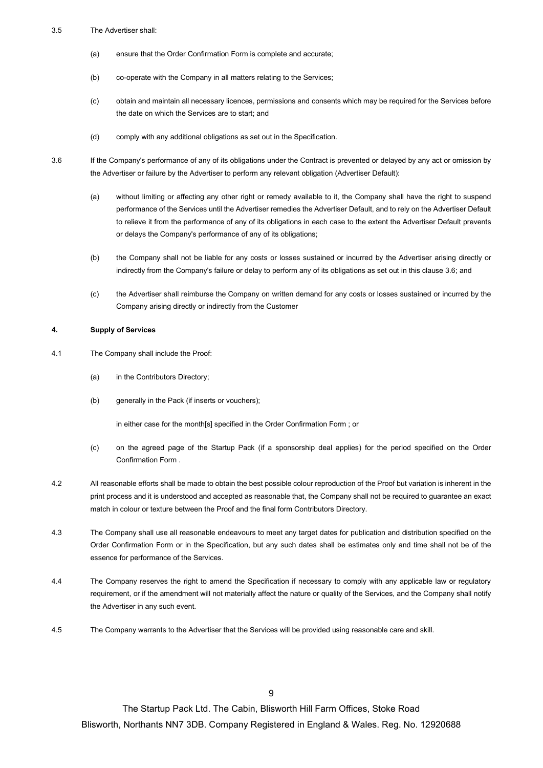3.5 The Advertiser shall:

(a) ensure that the Order Confirmation Form is complete and accurate;

(b) co-operate with the Company in all matters relating to the Services;

(c) obtain and maintain all necessary licences, permissions and consents which may be required for the Services before the date on which the Services are to start; and

(d) comply with any additional obligations as set out in the Specification.

3.6 If the Company's performance of any of its obligations under the Contract is prevented or delayed by any act or omission by the Advertiser or failure by the Advertiser to perform any relevant obligation (Advertiser Default):

(a) without limiting or affecting any other right or remedy available to it, the Company shall have the right to suspend performance of the Services until the Advertiser remedies the Advertiser Default, and to rely on the Advertiser Default to relieve it from the performance of any of its obligations in each case to the extent the Advertiser Default prevents or delays the Company's performance of any of its obligations;

(b) the Company shall not be liable for any costs or losses sustained or incurred by the Advertiser arising directly or indirectly from the Company's failure or delay to perform any of its obligations as set out in this clause 3.6; and

(c) the Advertiser shall reimburse the Company on written demand for any costs or losses sustained or incurred by the Company arising directly or indirectly from the Customer

**4. Supply of Services**

4.1 The Company shall include the Proof:

(a) in the Contributors Directory;

(b) generally in the Pack (if inserts or vouchers);

in either case for the month[s] specified in the Order Confirmation Form ; or

(c) on the agreed page of the Startup Pack (if a sponsorship deal applies) for the period specified on the Order Confirmation Form .

4.2 All reasonable efforts shall be made to obtain the best possible colour reproduction of the Proof but variation is inherent in the print process and it is understood and accepted as reasonable that, the Company shall not be required to guarantee an exact match in colour or texture between the Proof and the final form Contributors Directory.

4.3 The Company shall use all reasonable endeavours to meet any target dates for publication and distribution specified on the Order Confirmation Form or in the Specification, but any such dates shall be estimates only and time shall not be of the essence for performance of the Services.

4.4 The Company reserves the right to amend the Specification if necessary to comply with any applicable law or regulatory requirement, or if the amendment will not materially affect the nature or quality of the Services, and the Company shall notify the Advertiser in any such event.

4.5 The Company warrants to the Advertiser that the Services will be provided using reasonable care and skill.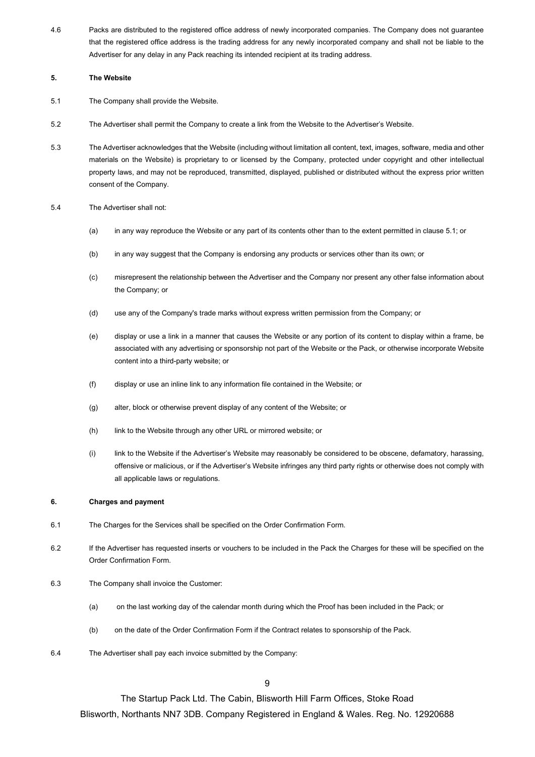4.6 Packs are distributed to the registered office address of newly incorporated companies. The Company does not guarantee that the registered office address is the trading address for any newly incorporated company and shall not be liable to the Advertiser for any delay in any Pack reaching its intended recipient at its trading address.

**5. The Website**

5.1 The Company shall provide the Website.

5.2 The Advertiser shall permit the Company to create a link from the Website to the Advertiser's Website.

5.3 The Advertiser acknowledges that the Website (including without limitation all content, text, images, software, media and other materials on the Website) is proprietary to or licensed by the Company, protected under copyright and other intellectual property laws, and may not be reproduced, transmitted, displayed, published or distributed without the express prior written consent of the Company.

5.4 The Advertiser shall not:

(a) in any way reproduce the Website or any part of its contents other than to the extent permitted in clause 5.1; or

(b) in any way suggest that the Company is endorsing any products or services other than its own; or

(c) misrepresent the relationship between the Advertiser and the Company nor present any other false information about the Company; or

(d) use any of the Company's trade marks without express written permission from the Company; or

(e) display or use a link in a manner that causes the Website or any portion of its content to display within a frame, be associated with any advertising or sponsorship not part of the Website or the Pack, or otherwise incorporate Website content into a third-party website; or

(f) display or use an inline link to any information file contained in the Website; or

(g) alter, block or otherwise prevent display of any content of the Website; or

(h) link to the Website through any other URL or mirrored website; or

(i) link to the Website if the Advertiser's Website may reasonably be considered to be obscene, defamatory, harassing, offensive or malicious, or if the Advertiser's Website infringes any third party rights or otherwise does not comply with all applicable laws or regulations.

**6. Charges and payment**

6.1 The Charges for the Services shall be specified on the Order Confirmation Form.

6.2 If the Advertiser has requested inserts or vouchers to be included in the Pack the Charges for these will be specified on the Order Confirmation Form.

6.3 The Company shall invoice the Customer:

(a) on the last working day of the calendar month during which the Proof has been included in the Pack; or

(b) on the date of the Order Confirmation Form if the Contract relates to sponsorship of the Pack.

6.4 The Advertiser shall pay each invoice submitted by the Company: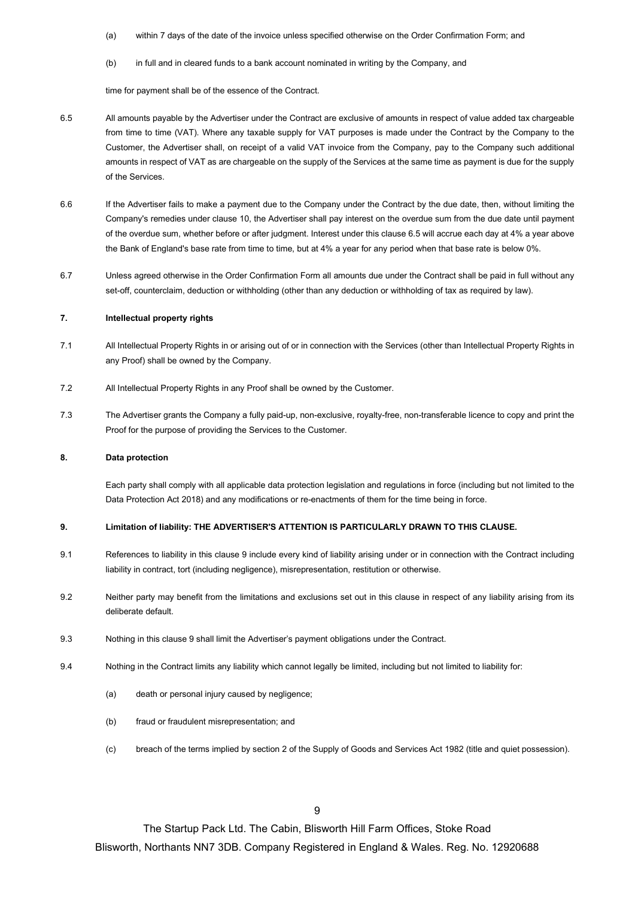(a) within 7 days of the date of the invoice unless specified otherwise on the Order Confirmation Form; and

(b) in full and in cleared funds to a bank account nominated in writing by the Company, and

time for payment shall be of the essence of the Contract.

6.5 All amounts payable by the Advertiser under the Contract are exclusive of amounts in respect of value added tax chargeable from time to time (VAT). Where any taxable supply for VAT purposes is made under the Contract by the Company to the Customer, the Advertiser shall, on receipt of a valid VAT invoice from the Company, pay to the Company such additional amounts in respect of VAT as are chargeable on the supply of the Services at the same time as payment is due for the supply of the Services.

6.6 If the Advertiser fails to make a payment due to the Company under the Contract by the due date, then, without limiting the Company's remedies under clause 10, the Advertiser shall pay interest on the overdue sum from the due date until payment of the overdue sum, whether before or after judgment. Interest under this clause 6.5 will accrue each day at 4% a year above the Bank of England's base rate from time to time, but at 4% a year for any period when that base rate is below 0%.

6.7 Unless agreed otherwise in the Order Confirmation Form all amounts due under the Contract shall be paid in full without any set-off, counterclaim, deduction or withholding (other than any deduction or withholding of tax as required by law).

## 7. Intellectual property rights

7.1 All Intellectual Property Rights in or arising out of or in connection with the Services (other than Intellectual Property Rights in any Proof) shall be owned by the Company.

7.2 All Intellectual Property Rights in any Proof shall be owned by the Customer.

7.3 The Advertiser grants the Company a fully paid-up, non-exclusive, royalty-free, non-transferable licence to copy and print the Proof for the purpose of providing the Services to the Customer.

## 8. Data protection

Each party shall comply with all applicable data protection legislation and regulations in force (including but not limited to the Data Protection Act 2018) and any modifications or re-enactments of them for the time being in force.

## 9. Limitation of liability: THE ADVERTISER'S ATTENTION IS PARTICULARLY DRAWN TO THIS CLAUSE.

9.1 References to liability in this clause 9 include every kind of liability arising under or in connection with the Contract including liability in contract, tort (including negligence), misrepresentation, restitution or otherwise.

9.2 Neither party may benefit from the limitations and exclusions set out in this clause in respect of any liability arising from its deliberate default.

9.3 Nothing in this clause 9 shall limit the Advertiser's payment obligations under the Contract.

9.4 Nothing in the Contract limits any liability which cannot legally be limited, including but not limited to liability for:

(a) death or personal injury caused by negligence;

(b) fraud or fraudulent misrepresentation; and

(c) breach of the terms implied by section 2 of the Supply of Goods and Services Act 1982 (title and quiet possession).

The Startup Pack Ltd. The Cabin, Blisworth Hill Farm Offices, Stoke Road Blisworth, Northants NN7 3DB. Company Registered in England & Wales. Reg. No. 12920688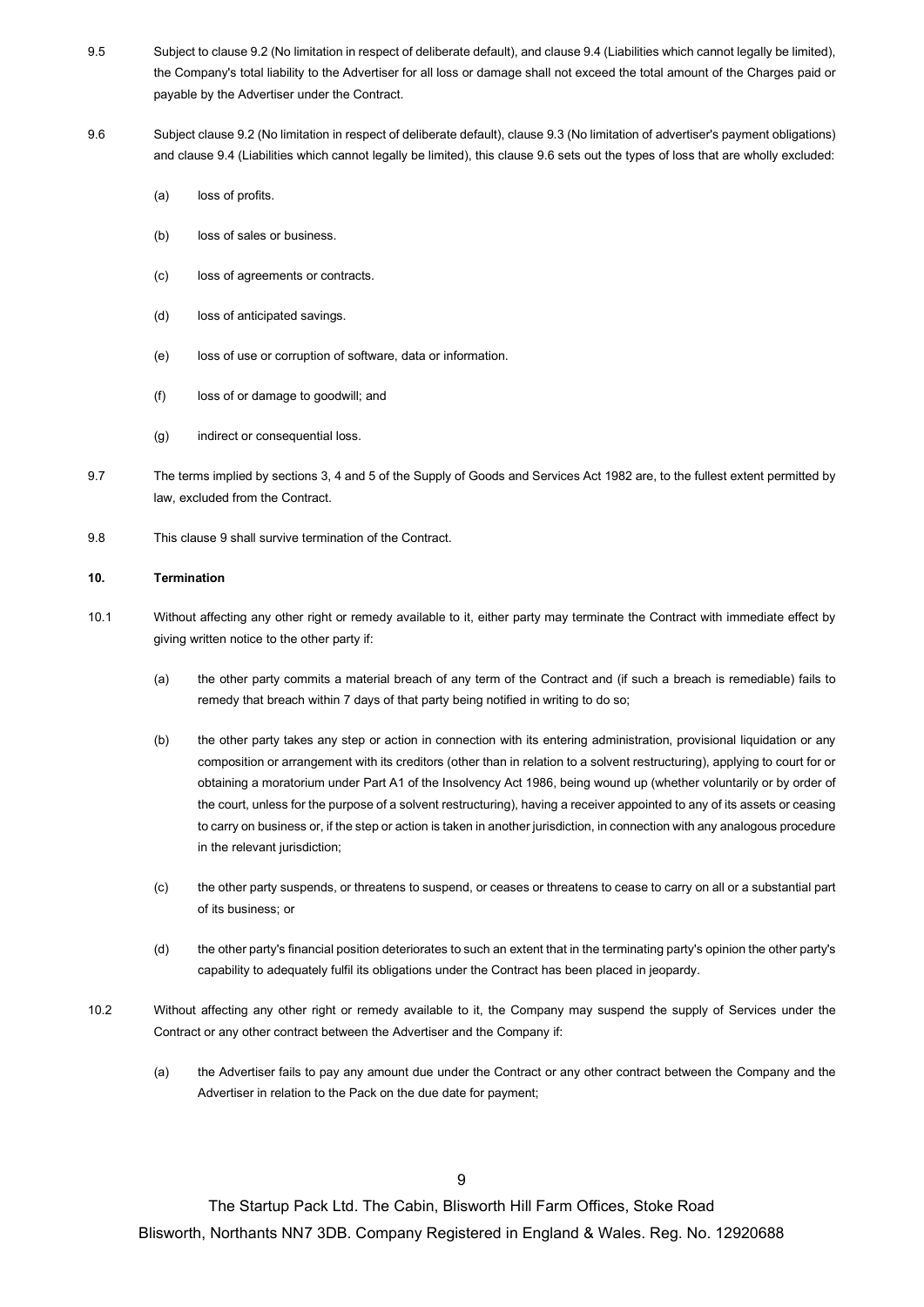9.5 Subject to clause 9.2 (No limitation in respect of deliberate default), and clause 9.4 (Liabilities which cannot legally be limited), the Company's total liability to the Advertiser for all loss or damage shall not exceed the total amount of the Charges paid or payable by the Advertiser under the Contract.

9.6 Subject clause 9.2 (No limitation in respect of deliberate default), clause 9.3 (No limitation of advertiser's payment obligations) and clause 9.4 (Liabilities which cannot legally be limited), this clause 9.6 sets out the types of loss that are wholly excluded:

(a) loss of profits.

(b) loss of sales or business.

(c) loss of agreements or contracts.

(d) loss of anticipated savings.

(e) loss of use or corruption of software, data or information.

(f) loss of or damage to goodwill; and

(g) indirect or consequential loss.

9.7 The terms implied by sections 3, 4 and 5 of the Supply of Goods and Services Act 1982 are, to the fullest extent permitted by law, excluded from the Contract.

9.8 This clause 9 shall survive termination of the Contract.

**10. Termination**

10.1 Without affecting any other right or remedy available to it, either party may terminate the Contract with immediate effect by giving written notice to the other party if:

(a) the other party commits a material breach of any term of the Contract and (if such a breach is remediable) fails to remedy that breach within 7 days of that party being notified in writing to do so;

(b) the other party takes any step or action in connection with its entering administration, provisional liquidation or any composition or arrangement with its creditors (other than in relation to a solvent restructuring), applying to court for or obtaining a moratorium under Part A1 of the Insolvency Act 1986, being wound up (whether voluntarily or by order of the court, unless for the purpose of a solvent restructuring), having a receiver appointed to any of its assets or ceasing to carry on business or, if the step or action is taken in another jurisdiction, in connection with any analogous procedure in the relevant jurisdiction;

(c) the other party suspends, or threatens to suspend, or ceases or threatens to cease to carry on all or a substantial part of its business; or

(d) the other party's financial position deteriorates to such an extent that in the terminating party's opinion the other party's capability to adequately fulfil its obligations under the Contract has been placed in jeopardy.

10.2 Without affecting any other right or remedy available to it, the Company may suspend the supply of Services under the Contract or any other contract between the Advertiser and the Company if:

(a) the Advertiser fails to pay any amount due under the Contract or any other contract between the Company and the Advertiser in relation to the Pack on the due date for payment;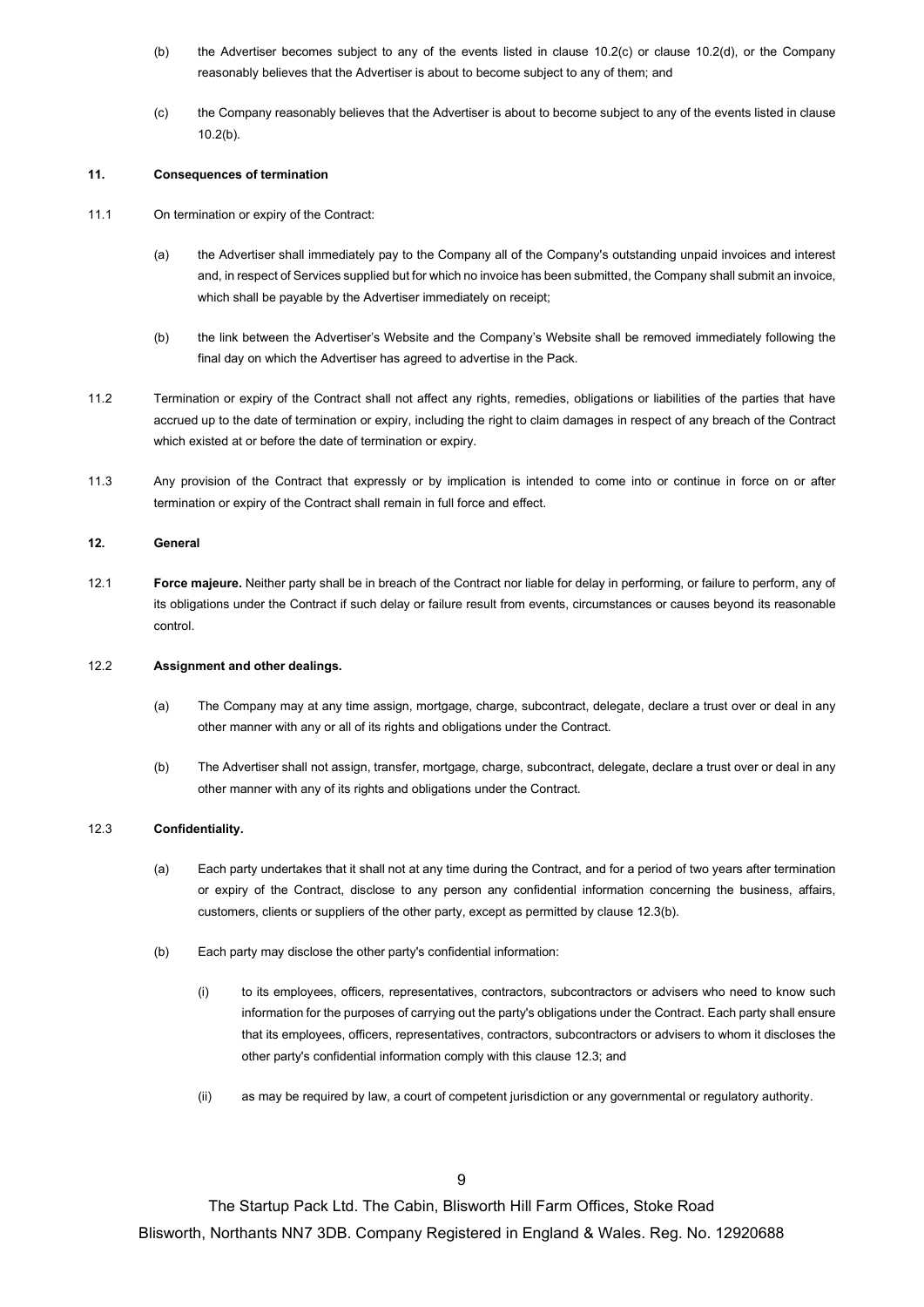(b) the Advertiser becomes subject to any of the events listed in clause 10.2(c) or clause 10.2(d), or the Company reasonably believes that the Advertiser is about to become subject to any of them; and

(c) the Company reasonably believes that the Advertiser is about to become subject to any of the events listed in clause 10.2(b).

**11. Consequences of termination**

11.1 On termination or expiry of the Contract:

(a) the Advertiser shall immediately pay to the Company all of the Company's outstanding unpaid invoices and interest and, in respect of Services supplied but for which no invoice has been submitted, the Company shall submit an invoice, which shall be payable by the Advertiser immediately on receipt;

(b) the link between the Advertiser's Website and the Company's Website shall be removed immediately following the final day on which the Advertiser has agreed to advertise in the Pack.

11.2 Termination or expiry of the Contract shall not affect any rights, remedies, obligations or liabilities of the parties that have accrued up to the date of termination or expiry, including the right to claim damages in respect of any breach of the Contract which existed at or before the date of termination or expiry.

11.3 Any provision of the Contract that expressly or by implication is intended to come into or continue in force on or after termination or expiry of the Contract shall remain in full force and effect.

**12. General**

12.1 **Force majeure.** Neither party shall be in breach of the Contract nor liable for delay in performing, or failure to perform, any of its obligations under the Contract if such delay or failure result from events, circumstances or causes beyond its reasonable control.

12.2 **Assignment and other dealings.**

(a) The Company may at any time assign, mortgage, charge, subcontract, delegate, declare a trust over or deal in any other manner with any or all of its rights and obligations under the Contract.

(b) The Advertiser shall not assign, transfer, mortgage, charge, subcontract, delegate, declare a trust over or deal in any other manner with any of its rights and obligations under the Contract.

12.3 **Confidentiality.**

(a) Each party undertakes that it shall not at any time during the Contract, and for a period of two years after termination or expiry of the Contract, disclose to any person any confidential information concerning the business, affairs, customers, clients or suppliers of the other party, except as permitted by clause 12.3(b).

(b) Each party may disclose the other party's confidential information:

(i) to its employees, officers, representatives, contractors, subcontractors or advisers who need to know such information for the purposes of carrying out the party's obligations under the Contract. Each party shall ensure that its employees, officers, representatives, contractors, subcontractors or advisers to whom it discloses the other party's confidential information comply with this clause 12.3; and

(ii) as may be required by law, a court of competent jurisdiction or any governmental or regulatory authority.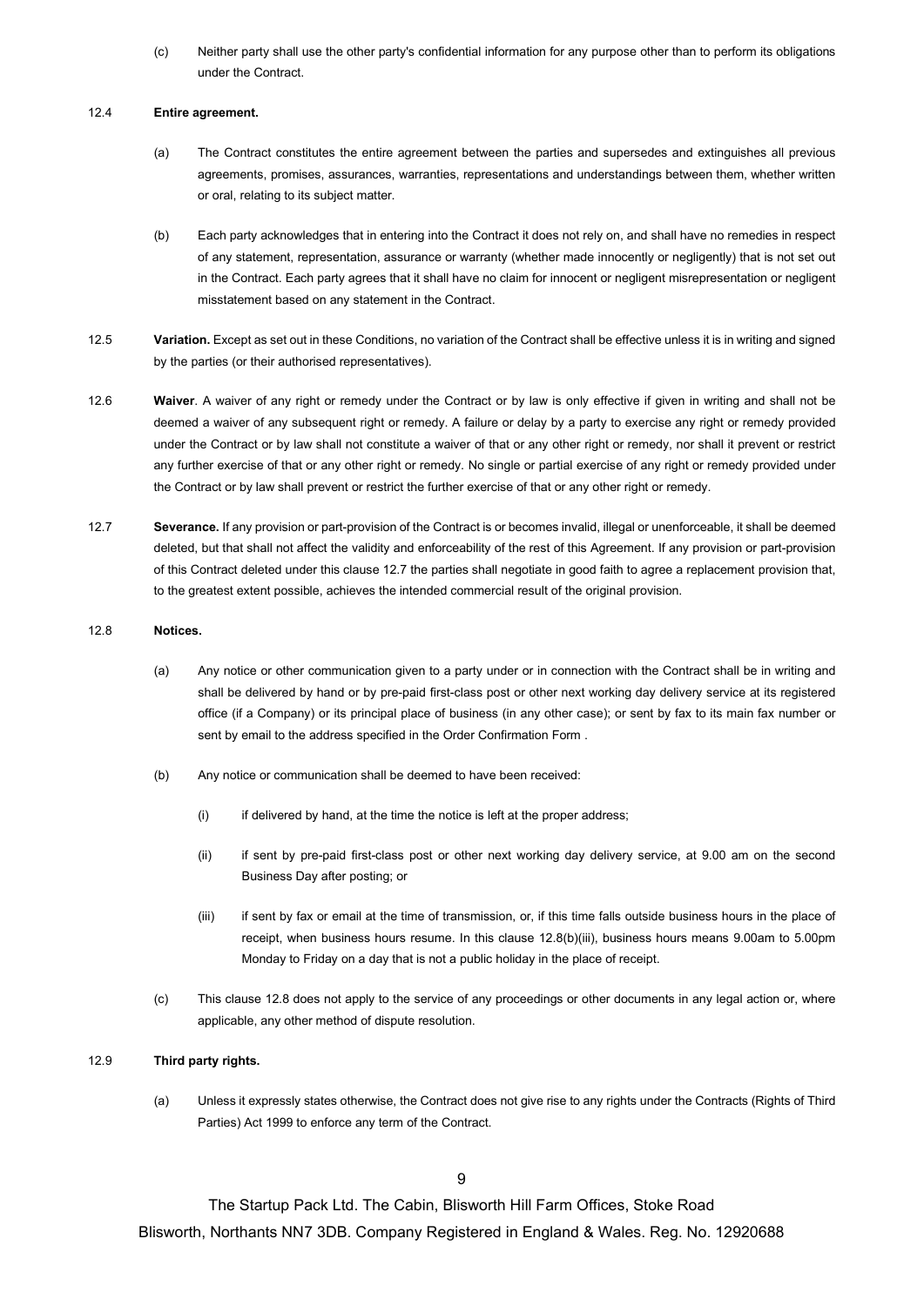(c) Neither party shall use the other party's confidential information for any purpose other than to perform its obligations under the Contract.

12.4 **Entire agreement.**

(a) The Contract constitutes the entire agreement between the parties and supersedes and extinguishes all previous agreements, promises, assurances, warranties, representations and understandings between them, whether written or oral, relating to its subject matter.

(b) Each party acknowledges that in entering into the Contract it does not rely on, and shall have no remedies in respect of any statement, representation, assurance or warranty (whether made innocently or negligently) that is not set out in the Contract. Each party agrees that it shall have no claim for innocent or negligent misrepresentation or negligent misstatement based on any statement in the Contract.

12.5 **Variation.** Except as set out in these Conditions, no variation of the Contract shall be effective unless it is in writing and signed by the parties (or their authorised representatives).

12.6 **Waiver**. A waiver of any right or remedy under the Contract or by law is only effective if given in writing and shall not be deemed a waiver of any subsequent right or remedy. A failure or delay by a party to exercise any right or remedy provided under the Contract or by law shall not constitute a waiver of that or any other right or remedy, nor shall it prevent or restrict any further exercise of that or any other right or remedy. No single or partial exercise of any right or remedy provided under the Contract or by law shall prevent or restrict the further exercise of that or any other right or remedy.

12.7 **Severance.** If any provision or part-provision of the Contract is or becomes invalid, illegal or unenforceable, it shall be deemed deleted, but that shall not affect the validity and enforceability of the rest of this Agreement. If any provision or part-provision of this Contract deleted under this clause 12.7 the parties shall negotiate in good faith to agree a replacement provision that, to the greatest extent possible, achieves the intended commercial result of the original provision.

12.8 **Notices.**

(a) Any notice or other communication given to a party under or in connection with the Contract shall be in writing and shall be delivered by hand or by pre-paid first-class post or other next working day delivery service at its registered office (if a Company) or its principal place of business (in any other case); or sent by fax to its main fax number or sent by email to the address specified in the Order Confirmation Form .

(b) Any notice or communication shall be deemed to have been received:

(i) if delivered by hand, at the time the notice is left at the proper address;

(ii) if sent by pre-paid first-class post or other next working day delivery service, at 9.00 am on the second Business Day after posting; or

(iii) if sent by fax or email at the time of transmission, or, if this time falls outside business hours in the place of receipt, when business hours resume. In this clause 12.8(b)(iii), business hours means 9.00am to 5.00pm Monday to Friday on a day that is not a public holiday in the place of receipt.

(c) This clause 12.8 does not apply to the service of any proceedings or other documents in any legal action or, where applicable, any other method of dispute resolution.

12.9 **Third party rights.**

(a) Unless it expressly states otherwise, the Contract does not give rise to any rights under the Contracts (Rights of Third Parties) Act 1999 to enforce any term of the Contract.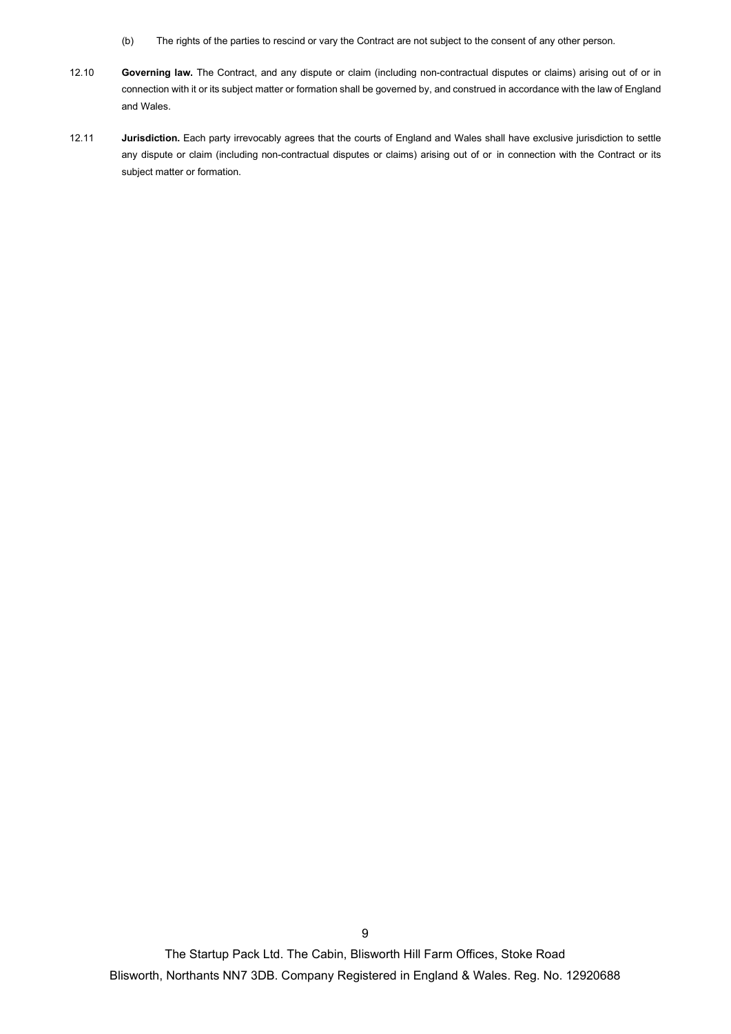(b) The rights of the parties to rescind or vary the Contract are not subject to the consent of any other person.

12.10 **Governing law.** The Contract, and any dispute or claim (including non-contractual disputes or claims) arising out of or in connection with it or its subject matter or formation shall be governed by, and construed in accordance with the law of England and Wales.

12.11 **Jurisdiction.** Each party irrevocably agrees that the courts of England and Wales shall have exclusive jurisdiction to settle any dispute or claim (including non-contractual disputes or claims) arising out of or in connection with the Contract or its subject matter or formation.